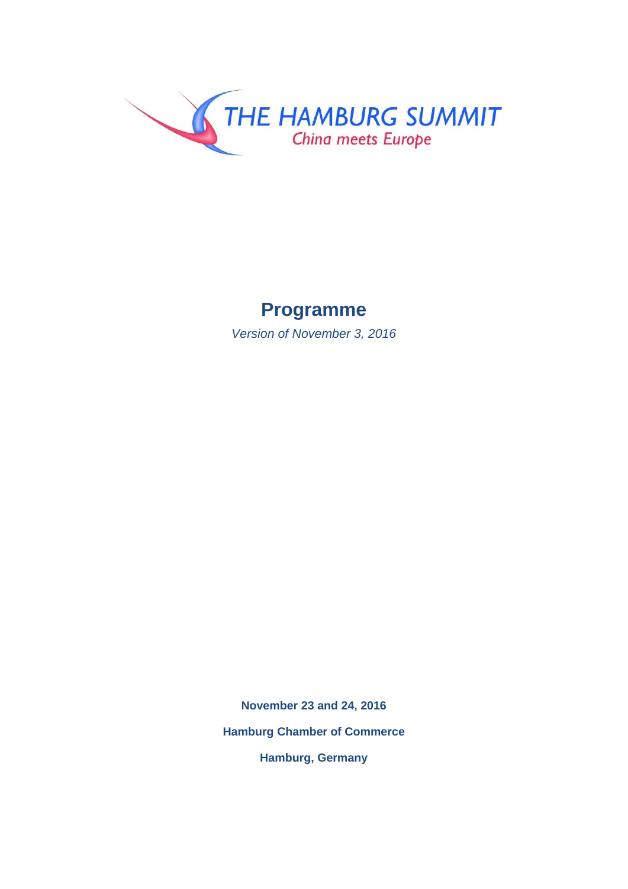THE HAMBURG SUMMIT

China meets Europe

# Programme

*Version of November 3, 2016*

**November 23 and 24, 2016**

**Hamburg Chamber of Commerce**

**Hamburg, Germany**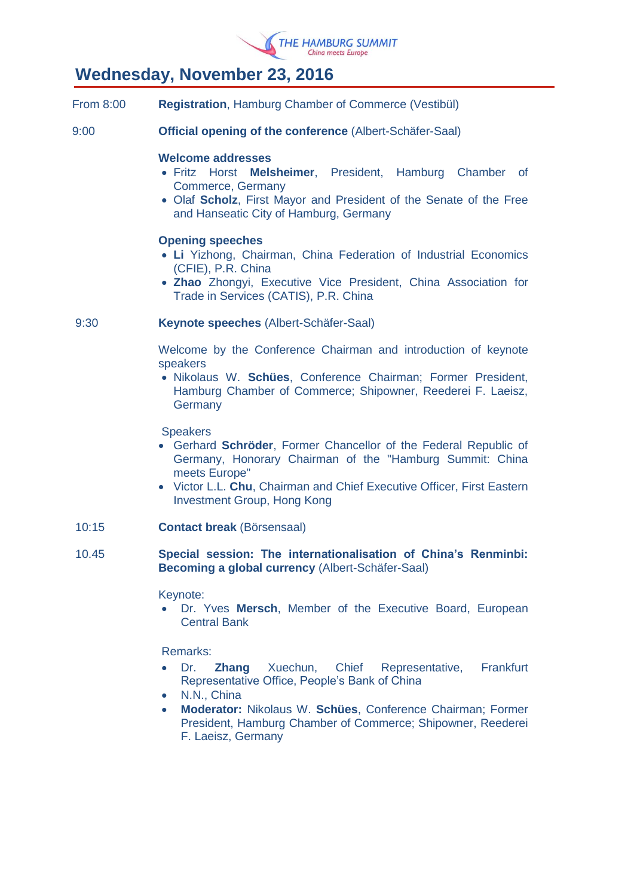THE HAMBURG SUMMIT
China meets Europe

# Wednesday, November 23, 2016

From 8:00 — **Registration**, Hamburg Chamber of Commerce (Vestibül)

9:00 — **Official opening of the conference** (Albert-Schäfer-Saal)

**Welcome addresses**

- Fritz Horst **Melsheimer**, President, Hamburg Chamber of Commerce, Germany
- Olaf **Scholz**, First Mayor and President of the Senate of the Free and Hanseatic City of Hamburg, Germany

**Opening speeches**

- **Li** Yizhong, Chairman, China Federation of Industrial Economics (CFIE), P.R. China
- **Zhao** Zhongyi, Executive Vice President, China Association for Trade in Services (CATIS), P.R. China

9:30 — **Keynote speeches** (Albert-Schäfer-Saal)

Welcome by the Conference Chairman and introduction of keynote speakers

- Nikolaus W. **Schües**, Conference Chairman; Former President, Hamburg Chamber of Commerce; Shipowner, Reederei F. Laeisz, Germany

Speakers

- Gerhard **Schröder**, Former Chancellor of the Federal Republic of Germany, Honorary Chairman of the "Hamburg Summit: China meets Europe"
- Victor L.L. **Chu**, Chairman and Chief Executive Officer, First Eastern Investment Group, Hong Kong

10:15 — **Contact break** (Börsensaal)

10.45 — **Special session: The internationalisation of China's Renminbi: Becoming a global currency** (Albert-Schäfer-Saal)

Keynote:

- Dr. Yves **Mersch**, Member of the Executive Board, European Central Bank

Remarks:

- Dr. **Zhang** Xuechun, Chief Representative, Frankfurt Representative Office, People's Bank of China
- N.N., China
- **Moderator:** Nikolaus W. **Schües**, Conference Chairman; Former President, Hamburg Chamber of Commerce; Shipowner, Reederei F. Laeisz, Germany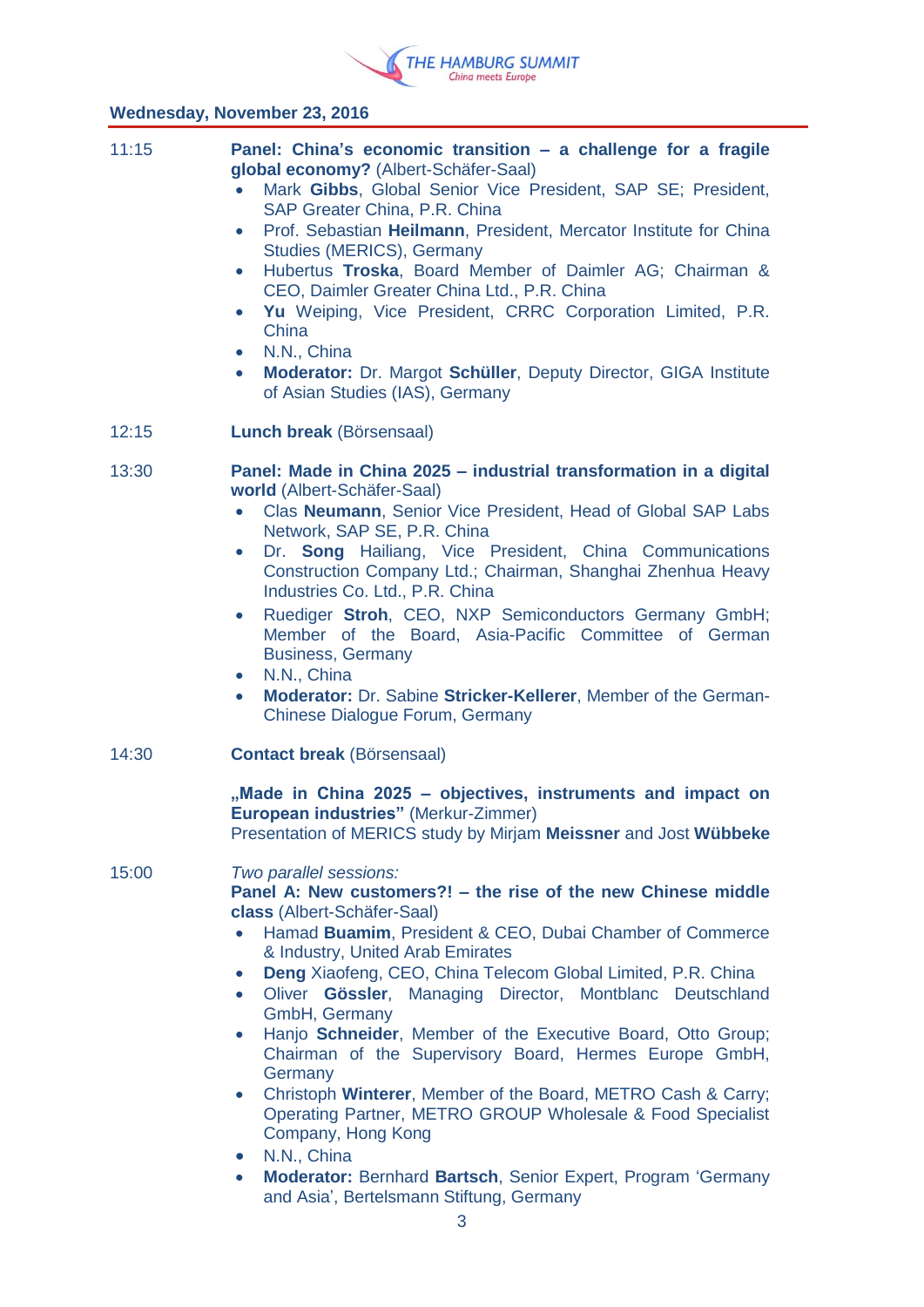## Wednesday, November 23, 2016

**11:15** — **Panel: China's economic transition – a challenge for a fragile global economy?** (Albert-Schäfer-Saal)

- Mark **Gibbs**, Global Senior Vice President, SAP SE; President, SAP Greater China, P.R. China
- Prof. Sebastian **Heilmann**, President, Mercator Institute for China Studies (MERICS), Germany
- Hubertus **Troska**, Board Member of Daimler AG; Chairman & CEO, Daimler Greater China Ltd., P.R. China
- **Yu** Weiping, Vice President, CRRC Corporation Limited, P.R. China
- N.N., China
- **Moderator:** Dr. Margot **Schüller**, Deputy Director, GIGA Institute of Asian Studies (IAS), Germany

**12:15** — **Lunch break** (Börsensaal)

**13:30** — **Panel: Made in China 2025 – industrial transformation in a digital world** (Albert-Schäfer-Saal)

- Clas **Neumann**, Senior Vice President, Head of Global SAP Labs Network, SAP SE, P.R. China
- Dr. **Song** Hailiang, Vice President, China Communications Construction Company Ltd.; Chairman, Shanghai Zhenhua Heavy Industries Co. Ltd., P.R. China
- Ruediger **Stroh**, CEO, NXP Semiconductors Germany GmbH; Member of the Board, Asia-Pacific Committee of German Business, Germany
- N.N., China
- **Moderator:** Dr. Sabine **Stricker-Kellerer**, Member of the German-Chinese Dialogue Forum, Germany

**14:30** — **Contact break** (Börsensaal)

**„Made in China 2025 – objectives, instruments and impact on European industries"** (Merkur-Zimmer)
Presentation of MERICS study by Mirjam **Meissner** and Jost **Wübbeke**

**15:00** — *Two parallel sessions:*

**Panel A: New customers?! – the rise of the new Chinese middle class** (Albert-Schäfer-Saal)

- Hamad **Buamim**, President & CEO, Dubai Chamber of Commerce & Industry, United Arab Emirates
- **Deng** Xiaofeng, CEO, China Telecom Global Limited, P.R. China
- Oliver **Gössler**, Managing Director, Montblanc Deutschland GmbH, Germany
- Hanjo **Schneider**, Member of the Executive Board, Otto Group; Chairman of the Supervisory Board, Hermes Europe GmbH, Germany
- Christoph **Winterer**, Member of the Board, METRO Cash & Carry; Operating Partner, METRO GROUP Wholesale & Food Specialist Company, Hong Kong
- N.N., China
- **Moderator:** Bernhard **Bartsch**, Senior Expert, Program 'Germany and Asia', Bertelsmann Stiftung, Germany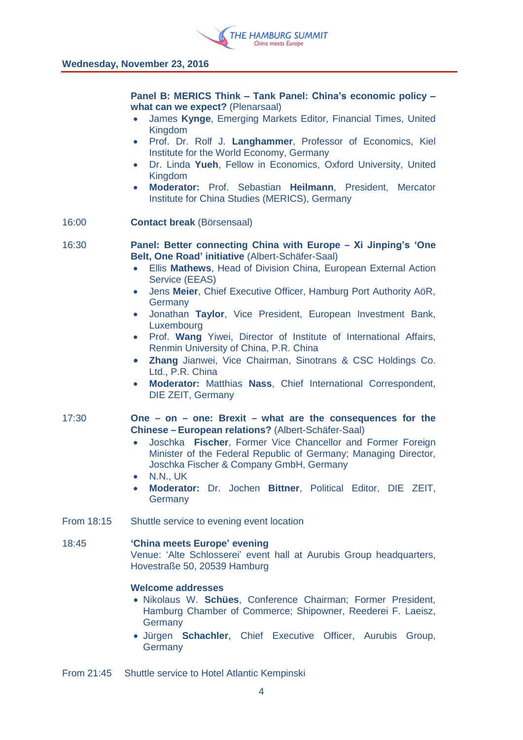**Wednesday, November 23, 2016**

**Panel B: MERICS Think – Tank Panel: China's economic policy – what can we expect?** (Plenarsaal)

- James **Kynge**, Emerging Markets Editor, Financial Times, United Kingdom
- Prof. Dr. Rolf J. **Langhammer**, Professor of Economics, Kiel Institute for the World Economy, Germany
- Dr. Linda **Yueh**, Fellow in Economics, Oxford University, United Kingdom
- **Moderator:** Prof. Sebastian **Heilmann**, President, Mercator Institute for China Studies (MERICS), Germany

16:00 **Contact break** (Börsensaal)

16:30 **Panel: Better connecting China with Europe – Xi Jinping's 'One Belt, One Road' initiative** (Albert-Schäfer-Saal)

- Ellis **Mathews**, Head of Division China, European External Action Service (EEAS)
- Jens **Meier**, Chief Executive Officer, Hamburg Port Authority AöR, Germany
- Jonathan **Taylor**, Vice President, European Investment Bank, Luxembourg
- Prof. **Wang** Yiwei, Director of Institute of International Affairs, Renmin University of China, P.R. China
- **Zhang** Jianwei, Vice Chairman, Sinotrans & CSC Holdings Co. Ltd., P.R. China
- **Moderator:** Matthias **Nass**, Chief International Correspondent, DIE ZEIT, Germany

17:30 **One – on – one: Brexit – what are the consequences for the Chinese – European relations?** (Albert-Schäfer-Saal)

- Joschka **Fischer**, Former Vice Chancellor and Former Foreign Minister of the Federal Republic of Germany; Managing Director, Joschka Fischer & Company GmbH, Germany
- N.N., UK
- **Moderator:** Dr. Jochen **Bittner**, Political Editor, DIE ZEIT, Germany

From 18:15 Shuttle service to evening event location

18:45 **'China meets Europe' evening**
Venue: 'Alte Schlosserei' event hall at Aurubis Group headquarters, Hovestraße 50, 20539 Hamburg

**Welcome addresses**

- Nikolaus W. **Schües**, Conference Chairman; Former President, Hamburg Chamber of Commerce; Shipowner, Reederei F. Laeisz, Germany
- Jürgen **Schachler**, Chief Executive Officer, Aurubis Group, Germany

From 21:45 Shuttle service to Hotel Atlantic Kempinski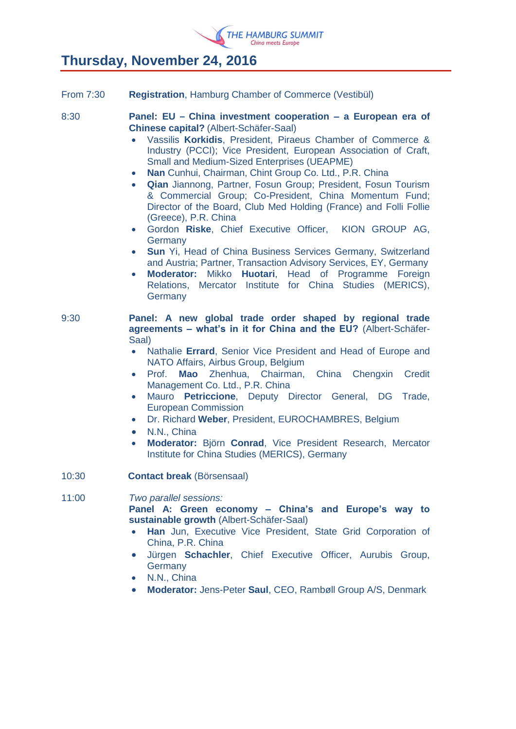## Thursday, November 24, 2016

From 7:30 **Registration**, Hamburg Chamber of Commerce (Vestibül)

8:30 **Panel: EU – China investment cooperation – a European era of Chinese capital?** (Albert-Schäfer-Saal)

- Vassilis **Korkidis**, President, Piraeus Chamber of Commerce & Industry (PCCI); Vice President, European Association of Craft, Small and Medium-Sized Enterprises (UEAPME)
- **Nan** Cunhui, Chairman, Chint Group Co. Ltd., P.R. China
- **Qian** Jiannong, Partner, Fosun Group; President, Fosun Tourism & Commercial Group; Co-President, China Momentum Fund; Director of the Board, Club Med Holding (France) and Folli Follie (Greece), P.R. China
- Gordon **Riske**, Chief Executive Officer, KION GROUP AG, Germany
- **Sun** Yi, Head of China Business Services Germany, Switzerland and Austria; Partner, Transaction Advisory Services, EY, Germany
- **Moderator:** Mikko **Huotari**, Head of Programme Foreign Relations, Mercator Institute for China Studies (MERICS), Germany

9:30 **Panel: A new global trade order shaped by regional trade agreements – what's in it for China and the EU?** (Albert-Schäfer-Saal)

- Nathalie **Errard**, Senior Vice President and Head of Europe and NATO Affairs, Airbus Group, Belgium
- Prof. **Mao** Zhenhua, Chairman, China Chengxin Credit Management Co. Ltd., P.R. China
- Mauro **Petriccione**, Deputy Director General, DG Trade, European Commission
- Dr. Richard **Weber**, President, EUROCHAMBRES, Belgium
- N.N., China
- **Moderator:** Björn **Conrad**, Vice President Research, Mercator Institute for China Studies (MERICS), Germany

10:30 **Contact break** (Börsensaal)

11:00 *Two parallel sessions:*

**Panel A: Green economy – China's and Europe's way to sustainable growth** (Albert-Schäfer-Saal)

- **Han** Jun, Executive Vice President, State Grid Corporation of China, P.R. China
- Jürgen **Schachler**, Chief Executive Officer, Aurubis Group, Germany
- N.N., China
- **Moderator:** Jens-Peter **Saul**, CEO, Rambøll Group A/S, Denmark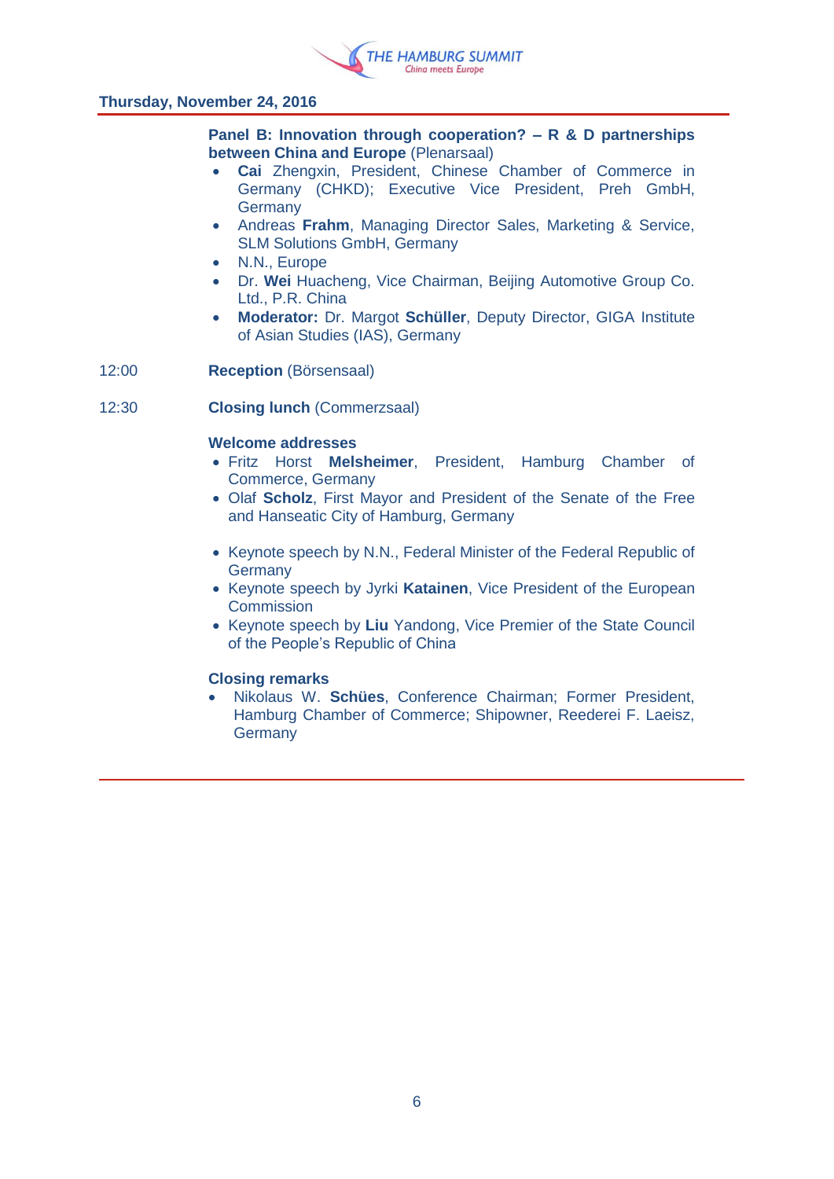**Thursday, November 24, 2016**

**Panel B: Innovation through cooperation? – R & D partnerships between China and Europe** (Plenarsaal)

- **Cai** Zhengxin, President, Chinese Chamber of Commerce in Germany (CHKD); Executive Vice President, Preh GmbH, Germany
- Andreas **Frahm**, Managing Director Sales, Marketing & Service, SLM Solutions GmbH, Germany
- N.N., Europe
- Dr. **Wei** Huacheng, Vice Chairman, Beijing Automotive Group Co. Ltd., P.R. China
- **Moderator:** Dr. Margot **Schüller**, Deputy Director, GIGA Institute of Asian Studies (IAS), Germany

12:00 **Reception** (Börsensaal)

12:30 **Closing lunch** (Commerzsaal)

**Welcome addresses**

- Fritz Horst **Melsheimer**, President, Hamburg Chamber of Commerce, Germany
- Olaf **Scholz**, First Mayor and President of the Senate of the Free and Hanseatic City of Hamburg, Germany

- Keynote speech by N.N., Federal Minister of the Federal Republic of Germany
- Keynote speech by Jyrki **Katainen**, Vice President of the European Commission
- Keynote speech by **Liu** Yandong, Vice Premier of the State Council of the People's Republic of China

**Closing remarks**

- Nikolaus W. **Schües**, Conference Chairman; Former President, Hamburg Chamber of Commerce; Shipowner, Reederei F. Laeisz, Germany